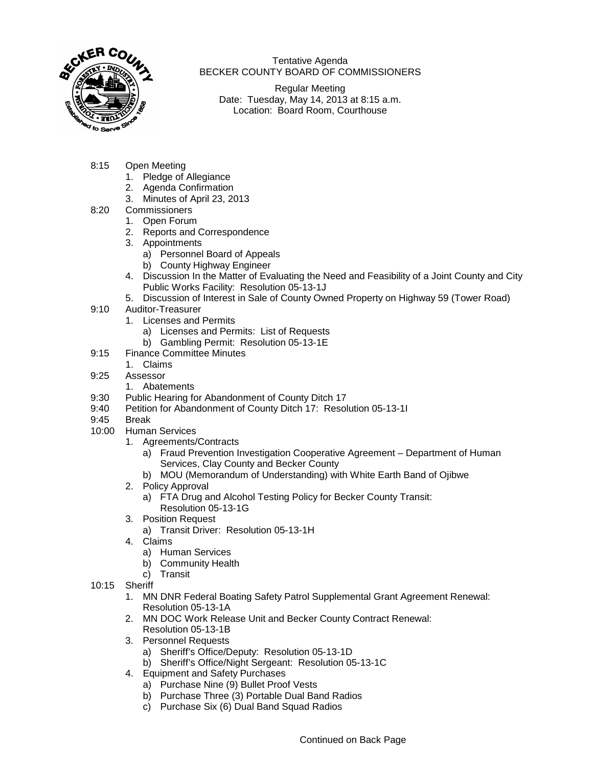Tentative Agenda
BECKER COUNTY BOARD OF COMMISSIONERS

Regular Meeting
Date: Tuesday, May 14, 2013 at 8:15 a.m.
Location: Board Room, Courthouse

8:15 Open Meeting
1. Pledge of Allegiance
2. Agenda Confirmation
3. Minutes of April 23, 2013

8:20 Commissioners
1. Open Forum
2. Reports and Correspondence
3. Appointments
   a) Personnel Board of Appeals
   b) County Highway Engineer
4. Discussion In the Matter of Evaluating the Need and Feasibility of a Joint County and City Public Works Facility: Resolution 05-13-1J
5. Discussion of Interest in Sale of County Owned Property on Highway 59 (Tower Road)

9:10 Auditor-Treasurer
1. Licenses and Permits
   a) Licenses and Permits: List of Requests
   b) Gambling Permit: Resolution 05-13-1E

9:15 Finance Committee Minutes
1. Claims

9:25 Assessor
1. Abatements

9:30 Public Hearing for Abandonment of County Ditch 17

9:40 Petition for Abandonment of County Ditch 17: Resolution 05-13-1I

9:45 Break

10:00 Human Services
1. Agreements/Contracts
   a) Fraud Prevention Investigation Cooperative Agreement – Department of Human Services, Clay County and Becker County
   b) MOU (Memorandum of Understanding) with White Earth Band of Ojibwe
2. Policy Approval
   a) FTA Drug and Alcohol Testing Policy for Becker County Transit: Resolution 05-13-1G
3. Position Request
   a) Transit Driver: Resolution 05-13-1H
4. Claims
   a) Human Services
   b) Community Health
   c) Transit

10:15 Sheriff
1. MN DNR Federal Boating Safety Patrol Supplemental Grant Agreement Renewal: Resolution 05-13-1A
2. MN DOC Work Release Unit and Becker County Contract Renewal: Resolution 05-13-1B
3. Personnel Requests
   a) Sheriff's Office/Deputy: Resolution 05-13-1D
   b) Sheriff's Office/Night Sergeant: Resolution 05-13-1C
4. Equipment and Safety Purchases
   a) Purchase Nine (9) Bullet Proof Vests
   b) Purchase Three (3) Portable Dual Band Radios
   c) Purchase Six (6) Dual Band Squad Radios

Continued on Back Page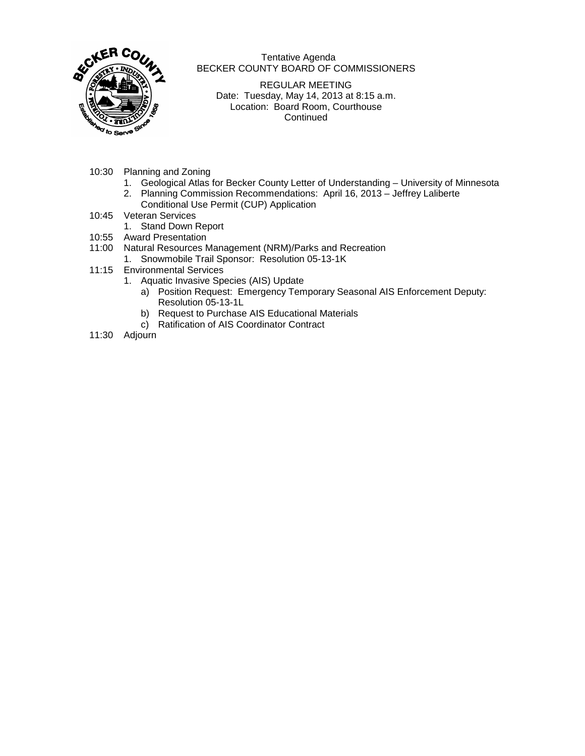Tentative Agenda
BECKER COUNTY BOARD OF COMMISSIONERS

REGULAR MEETING
Date: Tuesday, May 14, 2013 at 8:15 a.m.
Location: Board Room, Courthouse
Continued

- 10:30 Planning and Zoning
    1. Geological Atlas for Becker County Letter of Understanding – University of Minnesota
    2. Planning Commission Recommendations: April 16, 2013 – Jeffrey Laliberte Conditional Use Permit (CUP) Application
- 10:45 Veteran Services
    1. Stand Down Report
- 10:55 Award Presentation
- 11:00 Natural Resources Management (NRM)/Parks and Recreation
    1. Snowmobile Trail Sponsor: Resolution 05-13-1K
- 11:15 Environmental Services
    1. Aquatic Invasive Species (AIS) Update
        - a) Position Request: Emergency Temporary Seasonal AIS Enforcement Deputy: Resolution 05-13-1L
        - b) Request to Purchase AIS Educational Materials
        - c) Ratification of AIS Coordinator Contract
- 11:30 Adjourn